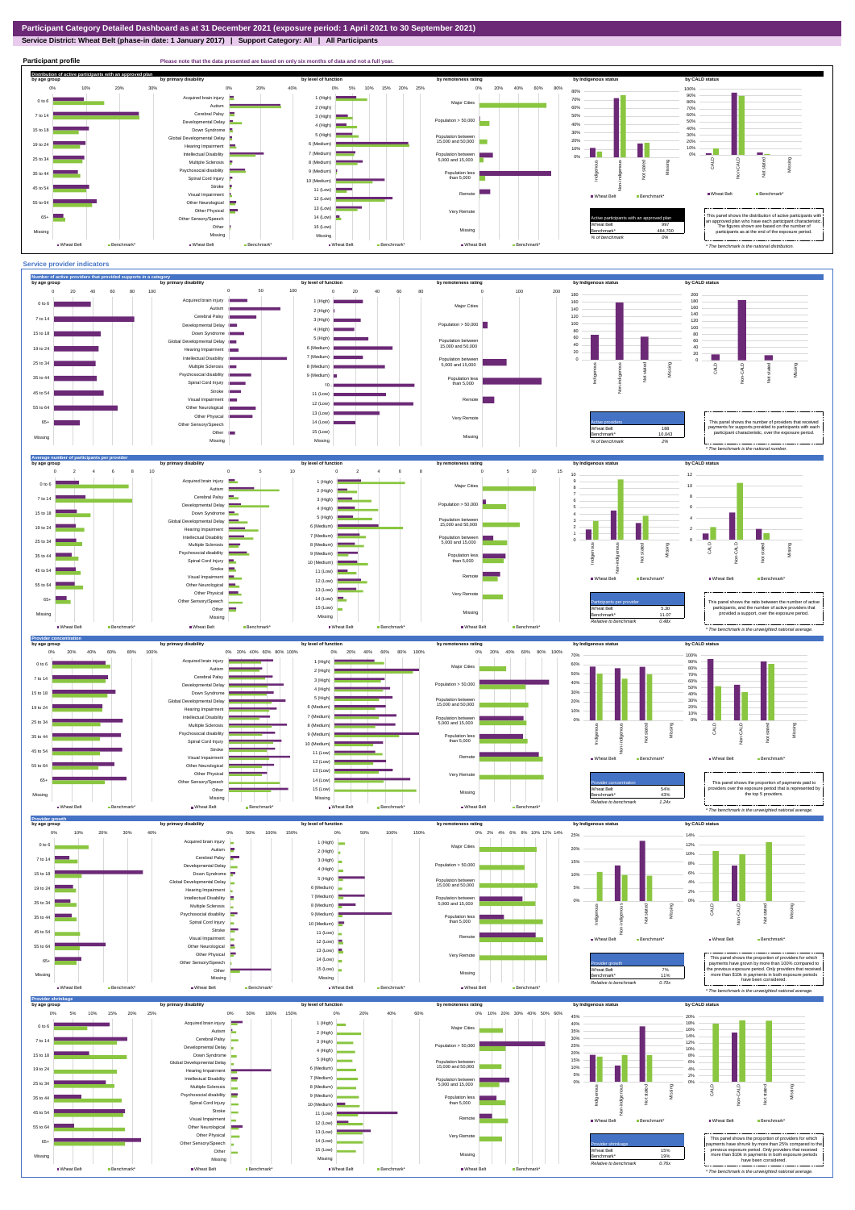# Participant Category Detailed Dashboard as at 31 December 2021 (exposure period: 1 April 2021 to 30 September 2021)

**Service District: Wheat Belt (phase-in date: 1 January 2017) | Support Category: All | All Participants**

## Participant profile

Please note that the data presented are based on only six months of data and not a full year.

### Distribution of active participants with an approved plan

by age group | by primary disability | by level of function | by remoteness rating | by Indigenous status | by CALD status

| Active participants with an approved plan | |
|---|---|
| Wheat Belt | 997 |
| Benchmark* | 484,700 |
| % of benchmark | 0% |

This panel shows the distribution of active participants with an approved plan who have each participant characteristic. The figures shown are based on the number of participants as at the end of the exposure period.

\* The benchmark is the national distribution.

## Service provider indicators

### Number of active providers that provided supports in a category

| Active providers | |
|---|---|
| Wheat Belt | 188 |
| Benchmark* | 10,043 |
| % of benchmark | 2% |

This panel shows the number of providers that received payments for supports provided to participants with each participant characteristic, over the exposure period.

\* The benchmark is the national number.

### Average number of participants per provider

| Participants per provider | |
|---|---|
| Wheat Belt | 5.30 |
| Benchmark* | 11.07 |
| Relative to benchmark | 0.48x |

This panel shows the ratio between the number of active participants, and the number of active providers that provided a support, over the exposure period.

\* The benchmark is the unweighted national average.

### Provider concentration

| Provider concentration | |
|---|---|
| Wheat Belt | 54% |
| Benchmark* | 43% |
| Relative to benchmark | 1.24x |

This panel shows the proportion of payments paid to providers over the exposure period that is represented by the top 5 providers.

\* The benchmark is the unweighted national average.

### Provider growth

| Provider growth | |
|---|---|
| Wheat Belt | 7% |
| Benchmark* | 11% |
| Relative to benchmark | 0.70x |

This panel shows the proportion of providers for which payments have grown by more than 100% compared to the previous exposure period. Only providers that received more than $10k in payments in both exposure periods have been considered.

\* The benchmark is the unweighted national average.

### Provider shrinkage

| Provider shrinkage | |
|---|---|
| Wheat Belt | 15% |
| Benchmark* | 19% |
| Relative to benchmark | 0.76x |

This panel shows the proportion of providers for which payments have shrunk by more than 25% compared to the previous exposure period. Only providers that received more than $10k in payments in both exposure periods have been considered.

\* The benchmark is the unweighted national average.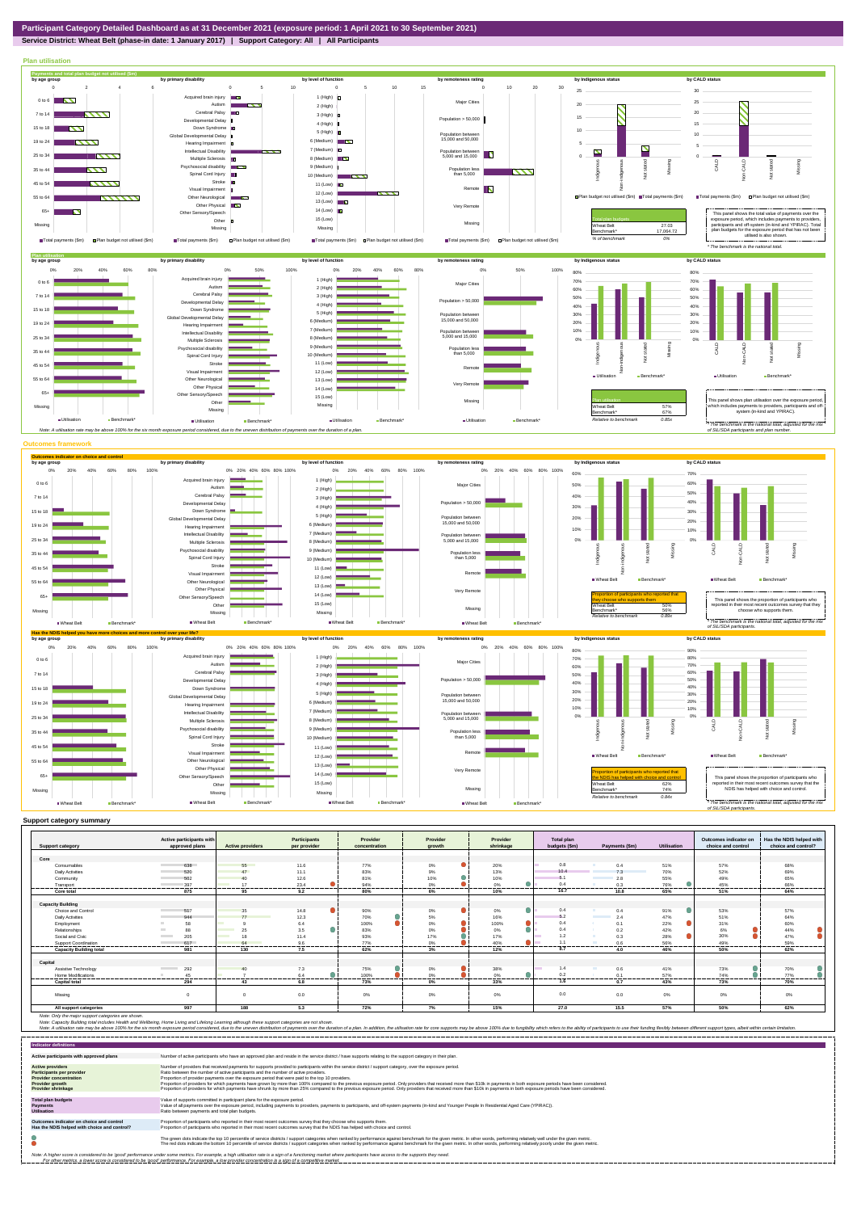# Participant Category Detailed Dashboard as at 31 December 2021 (exposure period: 1 April 2021 to 30 September 2021)

**Service District: Wheat Belt (phase-in date: 1 January 2017) | Support Category: All | All Participants**

## Plan utilisation

### Payments and total plan budget not utilised ($m)

| Total plan budgets | |
|---|---|
| Wheat Belt | 27.03 |
| Benchmark* | 17,064.72 |
| % of benchmark | 0% |

This panel shows the total value of payments over the exposure period, which includes payments to providers, participants and off-system (in-kind and YPIRAC). Total plan budgets for the exposure period that has not been utilised is also shown.

\* The benchmark is the national total.

### Plan utilisation

| Plan utilisation | |
|---|---|
| Wheat Belt | 57% |
| Benchmark* | 67% |
| Relative to benchmark | 0.85x |

This panel shows plan utilisation over the exposure period, which includes payments to providers, participants and off-system (in-kind and YPIRAC).

\* The benchmark is the national total, adjusted for the mix of SIL/SDA participants and plan number.

Note: A utilisation rate may be above 100% for the six month exposure period considered, due to the uneven distribution of payments over the duration of a plan.

## Outcomes framework

### Outcomes indicator on choice and control

| Proportion of participants who reported that they choose who supports them | |
|---|---|
| Wheat Belt | 50% |
| Benchmark* | 56% |
| Relative to benchmark | 0.89x |

This panel shows the proportion of participants who reported in their most recent outcomes survey that they choose who supports them.

\* The benchmark is the national total, adjusted for the mix of SIL/SDA participants.

### Has the NDIS helped you have more choices and more control over your life?

| Proportion of participants who reported that the NDIS has helped with choice and control | |
|---|---|
| Wheat Belt | 62% |
| Benchmark* | 74% |
| Relative to benchmark | 0.84x |

This panel shows the proportion of participants who reported in their most recent outcomes survey that the NDIS has helped with choice and control.

\* The benchmark is the national total, adjusted for the mix of SIL/SDA participants.

## Support category summary

| Support category | Active participants with approved plans | Active providers | Participants per provider | Provider concentration | Provider growth | Provider shrinkage | Total plan budgets ($m) | Payments ($m) | Utilisation | Outcomes indicator on choice and control | Has the NDIS helped with choice and control? |
|---|---|---|---|---|---|---|---|---|---|---|---|
| **Core** | | | | | | | | | | | |
| Consumables | 638 | 55 | 11.6 | 77% | 0% | 20% | 0.8 | 0.4 | 51% | 57% | 68% |
| Daily Activities | 520 | 47 | 11.1 | 83% | 9% | 13% | 10.4 | 7.3 | 70% | 52% | 69% |
| Community | 502 | 40 | 12.6 | 81% | 10% | 10% | 5.1 | 2.8 | 55% | 49% | 65% |
| Transport | 397 | 17 | 23.4 | 94% | 0% | 0% | 0.4 | 0.3 | 76% | 45% | 66% |
| **Core total** | **875** | **95** | **9.2** | **80%** | **6%** | **10%** | **16.7** | **10.8** | **65%** | **51%** | **64%** |
| **Capacity Building** | | | | | | | | | | | |
| Choice and Control | 517 | 35 | 14.8 | 90% | 0% | 0% | 0.4 | 0.4 | 91% | 53% | 57% |
| Daily Activities | 944 | 77 | 12.3 | 70% | 5% | 16% | 5.2 | 2.4 | 47% | 51% | 64% |
| Employment | 58 | 9 | 6.4 | 100% | 0% | 100% | 0.4 | 0.1 | 22% | 31% | 60% |
| Relationships | 88 | 25 | 3.5 | 83% | 0% | 0% | 0.4 | 0.2 | 42% | 6% | 44% |
| Social and Civic | 205 | 18 | 11.4 | 93% | 17% | 17% | 1.2 | 0.3 | 28% | 30% | 47% |
| Support Coordination | 617 | 64 | 9.6 | 77% | 0% | 40% | 1.1 | 0.6 | 56% | 49% | 59% |
| **Capacity Building total** | **981** | **130** | **7.5** | **62%** | **3%** | **12%** | **8.7** | **4.0** | **46%** | **50%** | **62%** |
| **Capital** | | | | | | | | | | | |
| Assistive Technology | 292 | 40 | 7.3 | 75% | 0% | 38% | 1.4 | 0.6 | 41% | 73% | 70% |
| Home Modifications | 45 | 7 | 6.4 | 100% | 0% | 0% | 0.2 | 0.1 | 57% | 74% | 77% |
| **Capital total** | **294** | **43** | **6.8** | **73%** | **0%** | **33%** | **1.6** | **0.7** | **43%** | **73%** | **70%** |
| Missing | 0 | 0 | 0.0 | 0% | 0% | 0% | 0.0 | 0.0 | 0% | 0% | 0% |
| **All support categories** | **997** | **188** | **5.3** | **72%** | **7%** | **15%** | **27.0** | **15.5** | **57%** | **50%** | **62%** |

Note: Only the major support categories are shown.

Note: Capacity Building total includes Health and Wellbeing, Home Living and Lifelong Learning although these support categories are not shown.

Note: A utilisation rate may be above 100% for the six month exposure period considered, due to the uneven distribution of payments over the duration of a plan. In addition, the utilisation rate for core supports may be above 100% due to fungibility which refers to the ability of participants to use their funding flexibly between different support types, albeit within certain limitation.

## Indicator definitions

| Indicator | Definition |
|---|---|
| Active participants with approved plans | Number of active participants who have an approved plan and reside in the service district / have supports relating to the support category in their plan. |
| Active providers | Number of providers that received payments for supports provided to participants within the service district / support category, over the exposure period. |
| Participants per provider | Ratio between the number of active participants and the number of active providers. |
| Provider concentration | Proportion of provider payments over the exposure period that were paid to the top 10 providers. |
| Provider growth | Proportion of providers for which payments have grown by more than 100% compared to the previous exposure period. Only providers that received more than $10k in payments in both exposure periods have been considered. |
| Provider shrinkage | Proportion of providers for which payments have shrunk by more than 25% compared to the previous exposure period. Only providers that received more than $10k in payments in both exposure periods have been considered. |
| Total plan budgets | Value of supports committed in participant plans for the exposure period. |
| Payments | Value of all payments over the exposure period, including payments to providers, payments to participants, and off-system payments (in-kind and Younger People In Residential Aged Care (YPIRAC)). |
| Utilisation | Ratio between payments and total plan budgets. |
| Outcomes indicator on choice and control | Proportion of participants who reported in their most recent outcomes survey that they choose who supports them. |
| Has the NDIS helped with choice and control? | Proportion of participants who reported in their most recent outcomes survey that the NDIS has helped with choice and control. |

The green dots indicate the top 10 percentile of service districts / support categories when ranked by performance against benchmark for the given metric. In other words, performing relatively well under the given metric.

The red dots indicate the bottom 10 percentile of service districts / support categories when ranked by performance against benchmark for the given metric. In other words, performing relatively poorly under the given metric.

Note: A higher score is considered to be 'good' performance under some metrics. For example, a high utilisation rate is a sign of a functioning market where participants have access to the supports they need.
For other metrics, a lower score is considered to be 'good' performance. For example, a low provider concentration is a sign of a competitive market.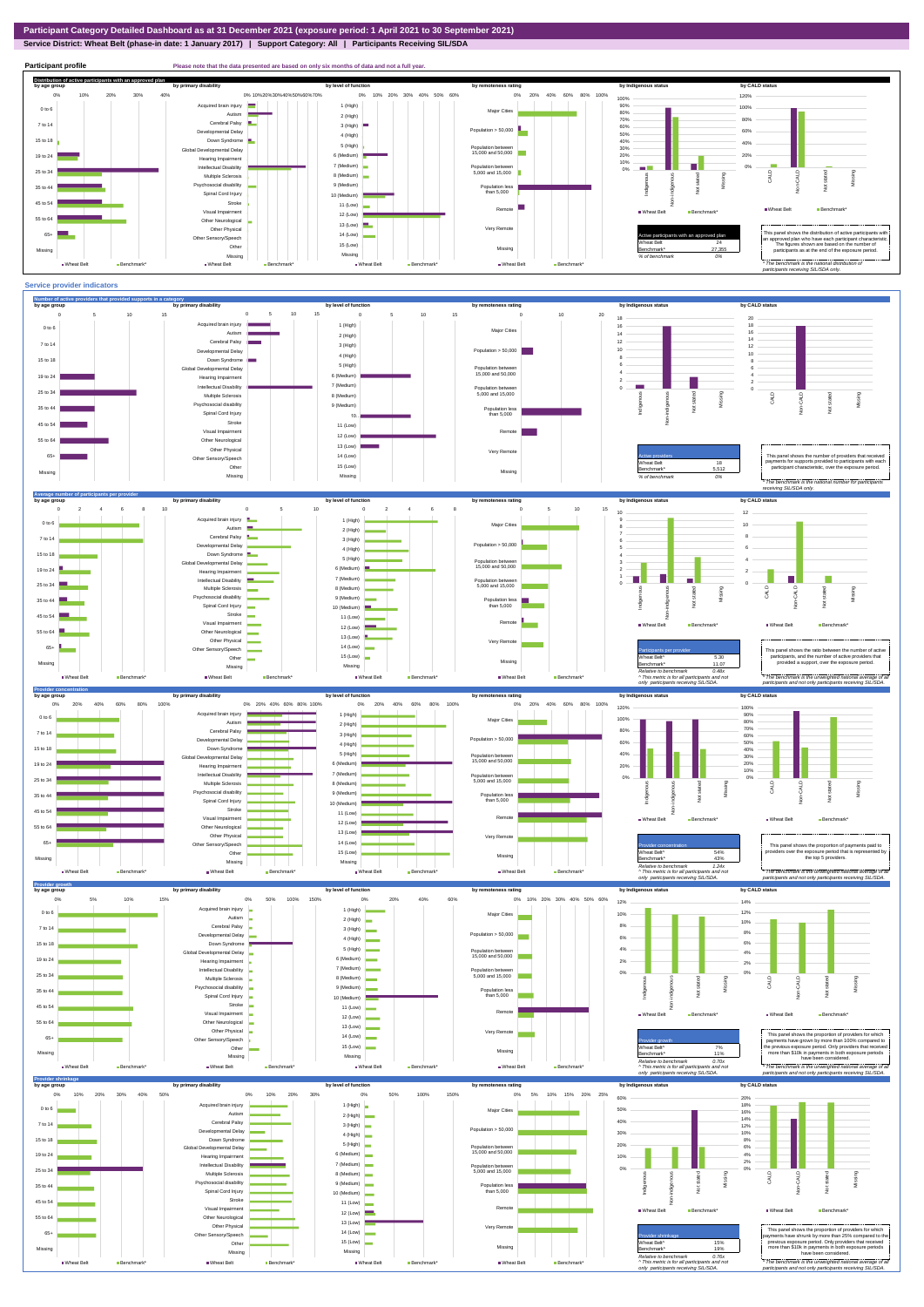# Participant Category Detailed Dashboard as at 31 December 2021 (exposure period: 1 April 2021 to 30 September 2021)

**Service District: Wheat Belt (phase-in date: 1 January 2017) | Support Category: All | Participants Receiving SIL/SDA**

## Participant profile

Please note that the data presented are based on only six months of data and not a full year.

### Distribution of active participants with an approved plan

| Active participants with an approved plan | |
|---|---|
| Wheat Belt | 24 |
| Benchmark* | 27,255 |
| % of benchmark | 0% |

This panel shows the distribution of active participants with an approved plan who have each participant characteristic. The figures shown are based on the number of participants as at the end of the exposure period.

\* The benchmark is the national distribution of participants receiving SIL/SDA only.

## Service provider indicators

### Number of active providers that provided supports in a category

| Active providers | |
|---|---|
| Wheat Belt | 18 |
| Benchmark* | 5,512 |
| % of benchmark | 0% |

This panel shows the number of providers that received payments for supports provided to participants with each participant characteristic, over the exposure period.

\* The benchmark is the national number for participants receiving SIL/SDA only.

### Average number of participants per provider

| Participants per provider | |
|---|---|
| Wheat Belt^ | 5.30 |
| Benchmark* | 11.07 |
| Relative to benchmark | 0.48x |

^ This metric is for all participants and not only participants receiving SIL/SDA.

This panel shows the ratio between the number of active participants, and the number of active providers that provided a support, over the exposure period.

\* The benchmark is the national unweighted average of all participants and not only participants receiving SIL/SDA.

### Provider concentration

| Provider concentration | |
|---|---|
| Wheat Belt^ | 54% |
| Benchmark* | 43% |
| Relative to benchmark | 1.26x |

^ This metric is for all participants and not only participants receiving SIL/SDA.

This panel shows the proportion of payments paid to providers over the exposure period that is represented by the top 5 providers.

\* The benchmark is the national unweighted average of all participants and not only participants receiving SIL/SDA.

### Provider growth

| Provider growth | |
|---|---|
| Wheat Belt^ | 7% |
| Benchmark* | 11% |
| Relative to benchmark | 0.70x |

^ This metric is for all participants and not only participants receiving SIL/SDA.

This panel shows the proportion of providers for which payments have grown by more than 100% compared to the previous exposure period. Only providers that received more than $10k in payments in both exposure periods have been considered.

\* The benchmark is the national unweighted average of all participants and not only participants receiving SIL/SDA.

### Provider shrinkage

| Provider shrinkage | |
|---|---|
| Wheat Belt^ | 15% |
| Benchmark* | 19% |
| Relative to benchmark | 0.76x |

^ This metric is for all participants and not only participants receiving SIL/SDA.

This panel shows the proportion of providers for which payments have shrunk by more than 25% compared to the previous exposure period. Only providers that received more than $10k in payments in both exposure periods have been considered.

\* The benchmark is the national unweighted average of all participants and not only participants receiving SIL/SDA.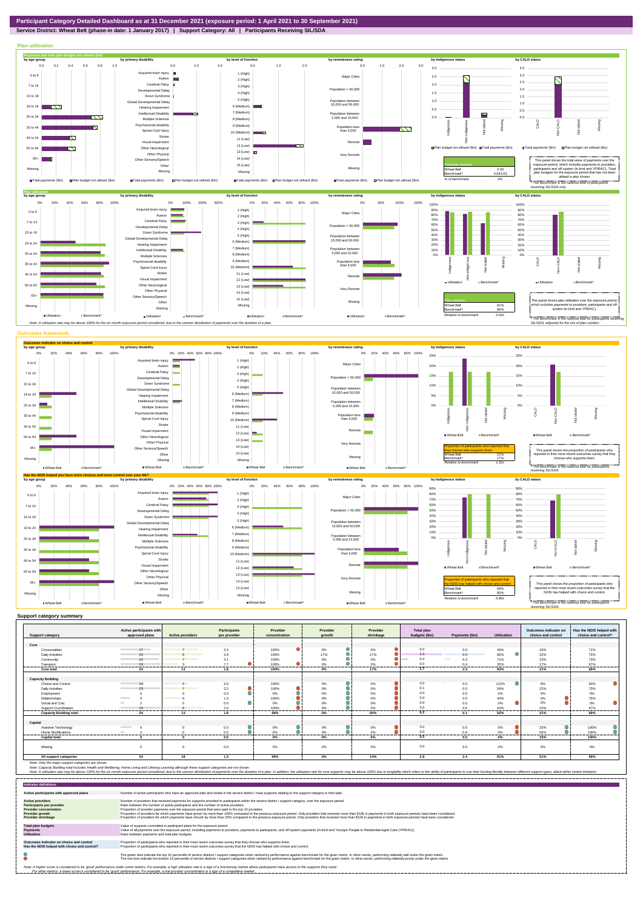**Participant Category Detailed Dashboard as at 31 December 2021 (exposure period: 1 April 2021 to 30 September 2021)**

**Service District: Wheat Belt (phase-in date: 1 January 2017) | Support Category: All | Participants Receiving SIL/SDA**

## Plan utilisation

**Payments and total plan budget not utilised ($m)**

| Total plan budgets | |
|---|---|
| Wheat Belt | 2.93 |
| Benchmark* | 4,943.63 |
| % of benchmark | 0% |

This panel shows the total value of payments over the exposure period, which includes payments to providers, participants and off-system (in-kind and YPIRAC). Total plan budgets for the exposure period that has not been utilised is also shown.

*The benchmark is the national total for participants receiving SIL/SDA only.

**Plan utilisation**

| Plan utilisation | |
|---|---|
| Wheat Belt | 81% |
| Benchmark* | 86% |
| Relative to benchmark | 0.93x |

This panel shows plan utilisation over the exposure period, which includes payments to providers, participants and off-system (in-kind and YPIRAC).

*The benchmark is the national total for participants receiving SIL/SDA, adjusted for the mix of plan number.

Note: A utilisation rate may be above 100% for the six month exposure period considered, due to the uneven distribution of payments over the duration of a plan.

## Outcomes framework

**Outcomes indicator on choice and control**

| Proportion of participants who reported that they choose who supports them | |
|---|---|
| Wheat Belt | 21% |
| Benchmark* | 17% |
| Relative to benchmark | 1.22x |

This panel shows the proportion of participants who reported in their most recent outcomes survey that they choose who supports them.

*The benchmark is the national total for participants receiving SIL/SDA.

**Has the NDIS helped you have more choices and more control over your life?**

| Proportion of participants who reported that the NDIS has helped with choice and control | |
|---|---|
| Wheat Belt | 69% |
| Benchmark* | 80% |
| Relative to benchmark | 0.86x |

This panel shows the proportion of participants who reported in their most recent outcomes survey that the NDIS has helped with choice and control.

*The benchmark is the national total for participants receiving SIL/SDA.

## Support category summary

| Support category | Active participants with approved plans | Active providers | Participants per provider | Provider concentration | Provider growth | Provider shrinkage | Total plan budgets ($m) | Payments ($m) | Utilisation | Outcomes indicator on choice and control | Has the NDIS helped with choice and control? |
|---|---|---|---|---|---|---|---|---|---|---|---|
| **Core** | | | | | | | | | | | |
| Consumables | 17 | 7 | 2.4 | 100% | 0% | 0% | 0.0 | 0.0 | 49% | 18% | 71% |
| Daily Activities | 23 | 8 | 2.9 | 100% | 17% | 17% | 2.3 | 2.0 | 86% | 22% | 73% |
| Community | 22 | 7 | 3.1 | 100% | 0% | 0% | 0.4 | 0.3 | 71% | 23% | 73% |
| Transport | 23 | 3 | 7.7 | 100% | 0% | 0% | 0.0 | 0.0 | 35% | 17% | 67% |
| **Core total** | **24** | **13** | **1.8** | **100%** | **0%** | **17%** | **2.7** | **2.3** | **83%** | **21%** | **69%** |
| **Capacity Building** | | | | | | | | | | | |
| Choice and Control | 13 | 5 | 2.6 | 100% | 0% | 0% | 0.0 | 0.0 | 112% | 8% | 60% |
| Daily Activities | 23 | 7 | 3.3 | 100% | 0% | 0% | 0.1 | 0.0 | 58% | 22% | 73% |
| Employment | 0 | 0 | 0.0 | 0% | 0% | 0% | 0.0 | 0.0 | 0% | 0% | 0% |
| Relationships | 5 | 4 | 1.3 | 100% | 0% | 0% | 0.0 | 0.0 | 44% | 0% | 75% |
| Social and Civic | 2 | 0 | 0.0 | 0% | 0% | 0% | 0.0 | 0.0 | 0% | 0% | 0% |
| Support Coordination | 23 | 8 | 2.9 | 100% | 0% | 0% | 0.0 | 0.0 | 64% | 22% | 67% |
| **Capacity Building total** | **24** | **13** | **1.8** | **98%** | **0%** | **50%** | **0.2** | **0.1** | **52%** | **21%** | **69%** |
| **Capital** | | | | | | | | | | | |
| Assistive Technology | 6 | 0 | 0.0 | 0% | 0% | 0% | 0.0 | 0.0 | 0% | 33% | 100% |
| Home Modifications | 2 | 0 | 0.0 | 0% | 0% | 0% | 0.0 | 0.0 | 0% | 50% | 100% |
| **Capital total** | **6** | **0** | **0.0** | **0%** | **0%** | **0%** | **0.0** | **0.0** | **0%** | **33%** | **100%** |
| Missing | 0 | 0 | 0.0 | 0% | 0% | 0% | 0.0 | 0.0 | 0% | 0% | 0% |
| **All support categories** | **24** | **18** | **1.3** | **99%** | **0%** | **14%** | **2.9** | **2.4** | **81%** | **21%** | **69%** |

Note: Only the major support categories are shown.
Note: Capacity Building total includes Health and Wellbeing, Home Living and Lifelong Learning although these support categories are not shown.
Note: A utilisation rate may be above 100% for the six month exposure period considered, due to the uneven distribution of payments over the duration of a plan. In addition, the utilisation rate for core supports may be above 100% due to fungibility which refers to the ability of participants to use their funding flexibly between different support types, albeit within certain limitation.

## Indicator definitions

| | |
|---|---|
| **Active participants with approved plans** | Number of active participants who have an approved plan and reside in the service district / have supports relating to the support category in their plan. |
| **Active providers** | Number of providers that received payments for supports provided to participants within the service district / support category, over the exposure period. |
| **Participants per provider** | Ratio between the number of active participants and the number of active providers. |
| **Provider concentration** | Proportion of provider payments over the exposure period that were paid to the top 10 providers. |
| **Provider growth** | Proportion of providers for which payments have grown by more than 100% compared to the previous exposure period. Only providers that received more than $10k in payments in both exposure periods have been considered. |
| **Provider shrinkage** | Proportion of providers for which payments have shrunk by more than 25% compared to the previous exposure period. Only providers that received more than $10k in payments in both exposure periods have been considered. |
| **Total plan budgets** | Value of supports committed in participant plans for the exposure period. |
| **Payments** | Value of all payments over the exposure period, including payments to providers, payments to participants, and off-system payments (in-kind and Younger People In Residential Aged Care (YPIRAC)). |
| **Utilisation** | Ratio between payments and total plan budgets. |
| **Outcomes indicator on choice and control** | Proportion of participants who reported in their most recent outcomes survey that they choose who supports them. |
| **Has the NDIS helped with choice and control?** | Proportion of participants who reported in their most recent outcomes survey that the NDIS has helped with choice and control. |

The green dots indicate the top 10 percentile of service districts / support categories when ranked by performance against benchmark for the given metric. In other words, performing relatively well under the given metric.
The red dots indicate the bottom 10 percentile of service districts / support categories when ranked by performance against benchmark for the given metric. In other words, performing relatively poorly under the given metric.

Note: A higher score is considered to be 'good' performance under some metrics. For example, a high utilisation rate is a sign of a functioning market where participants have access to the supports they need.
For other metrics, a lower score is considered to be 'good' performance. For example, a low provider concentration is a sign of a competitive market.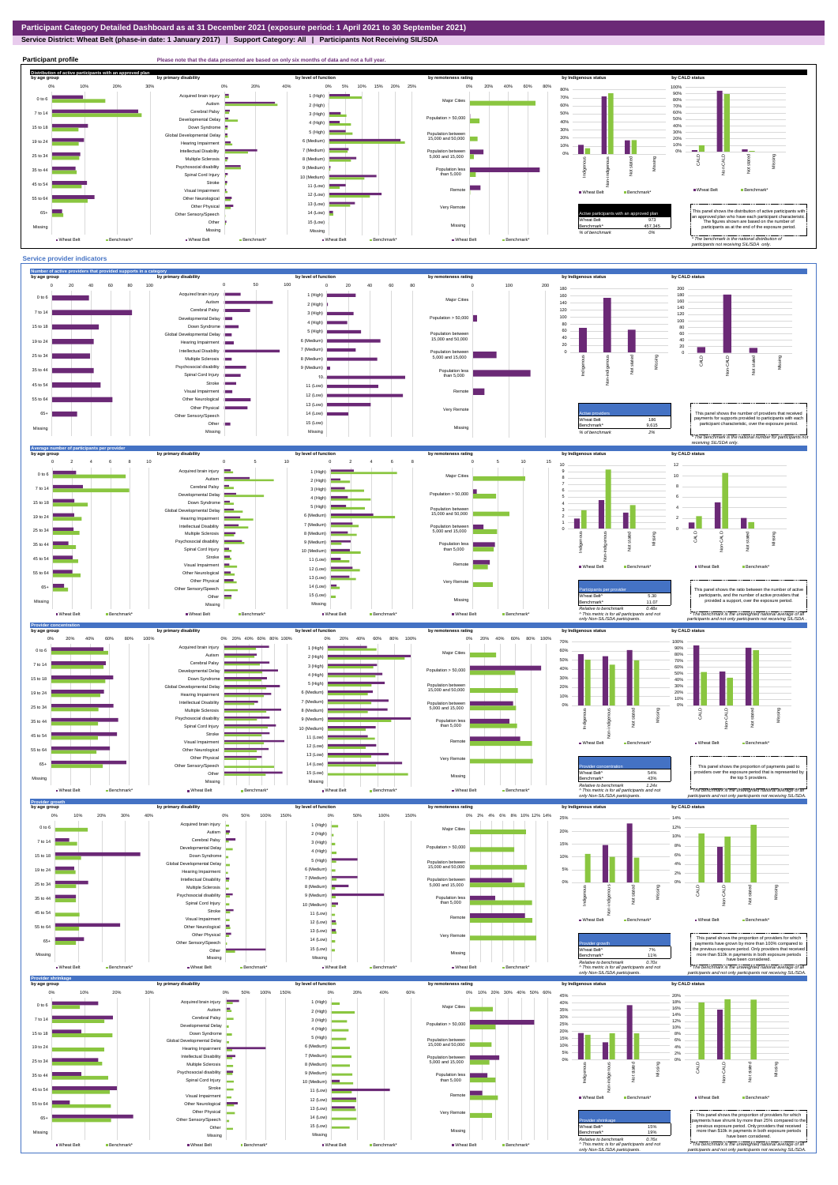# Participant Category Detailed Dashboard as at 31 December 2021 (exposure period: 1 April 2021 to 30 September 2021)

**Service District: Wheat Belt (phase-in date: 1 January 2017) | Support Category: All | Participants Not Receiving SIL/SDA**

## Participant profile

Please note that the data presented are based on only six months of data and not a full year.

### Distribution of active participants with an approved plan

| Active participants with an approved plan | |
|---|---|
| Wheat Belt | 973 |
| Benchmark* | 457,345 |
| % of benchmark | 0% |

This panel shows the distribution of active participants with an approved plan who have each participant characteristic. The figures shown are based on the number of participants as at the end of the exposure period.

\* The benchmark is the national distribution of participants not receiving SIL/SDA only.

## Service provider indicators

### Number of active providers that provided supports in a category

| Active providers | |
|---|---|
| Wheat Belt | 186 |
| Benchmark* | 9,615 |
| % of benchmark | 2% |

This panel shows the number of providers that received payments for supports provided to participants with each participant characteristic, over the exposure period.

\* The benchmark is the national number for participants not receiving SIL/SDA only.

### Average number of participants per provider

| Participants per provider | |
|---|---|
| Wheat Belt^ | 5.30 |
| Benchmark^ | 11.07 |
| Relative to benchmark | 0.48x |

^ This metric is for all participants and not only Non-SIL/SDA participants.

This panel shows the ratio between the number of active participants, and the number of active providers that provided a support, over the exposure period.

\* The benchmark is the unweighted national average of all participants and not only participants not receiving SIL/SDA.

### Provider concentration

| Provider concentration | |
|---|---|
| Wheat Belt^ | 54% |
| Benchmark^ | 43% |
| Relative to benchmark | 1.26x |

^ This metric is for all participants and not only Non-SIL/SDA participants.

This panel shows the proportion of payments paid to providers over the exposure period that is represented by the top 5 providers.

\* The benchmark is the unweighted national average of all participants and not only participants not receiving SIL/SDA.

### Provider growth

| Provider growth | |
|---|---|
| Wheat Belt^ | 7% |
| Benchmark^ | 11% |
| Relative to benchmark | 0.67x |

^ This metric is for all participants and not only Non-SIL/SDA participants.

This panel shows the proportion of providers for which payments have grown by more than 100% compared to the previous exposure period. Only providers that received more than $10k in payments in both exposure periods have been considered.

\* The benchmark is the unweighted national average of all participants and not only participants not receiving SIL/SDA.

### Provider shrinkage

| Provider shrinkage | |
|---|---|
| Wheat Belt^ | 15% |
| Benchmark^ | 19% |
| Relative to benchmark | 0.76x |

^ This metric is for all participants and not only Non-SIL/SDA participants.

This panel shows the proportion of providers for which payments have shrunk by more than 25% compared to the previous exposure period. Only providers that received more than $10k in payments in both exposure periods have been considered.

\* The benchmark is the unweighted national average of all participants and not only participants not receiving SIL/SDA.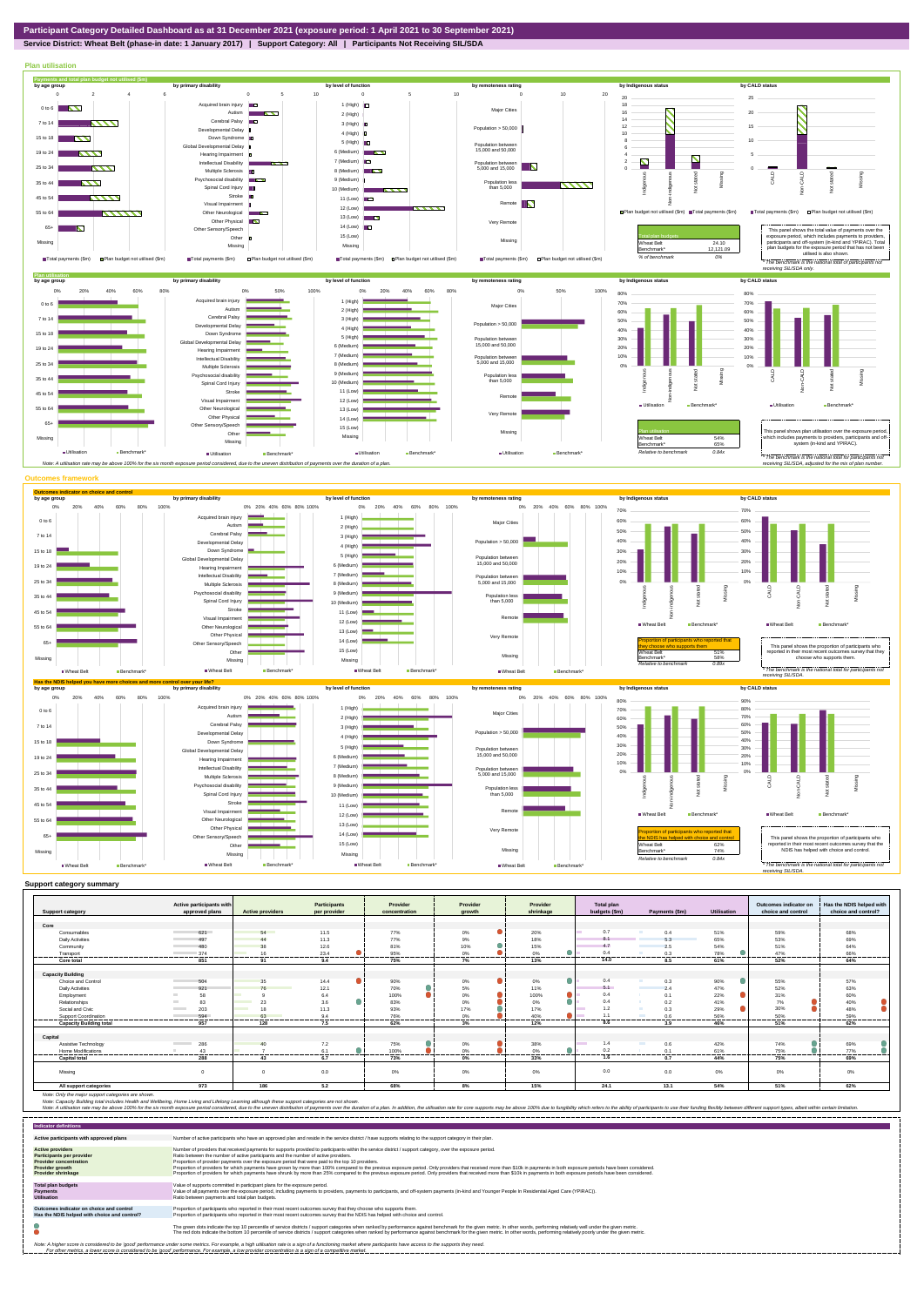# Participant Category Detailed Dashboard as at 31 December 2021 (exposure period: 1 April 2021 to 30 September 2021)

**Service District: Wheat Belt (phase-in date: 1 January 2017) | Support Category: All | Participants Not Receiving SIL/SDA**

## Plan utilisation

Payments and total plan budget not utilised ($m)

by age group | by primary disability | by level of function | by remoteness rating | by Indigenous status | by CALD status

Total payments ($m) | Plan budget not utilised ($m)

| Total plan budgets | |
|---|---|
| Wheat Belt | 24.10 |
| Benchmark* | 12,121.09 |
| % of benchmark | 0% |

This panel shows the total value of payments over the exposure period, which includes payments to providers, participants and off-system (in-kind and YPIRAC). Total plan budgets for the exposure period that has not been utilised is also shown.

*The benchmark is the national total for participants not receiving SIL/SDA only.

Plan utilisation

Utilisation | Benchmark*

| Plan utilisation | |
|---|---|
| Wheat Belt | 54% |
| Benchmark* | 65% |
| Relative to benchmark | 0.84x |

This panel shows plan utilisation over the exposure period, which includes payments to providers, participants and off-system (in-kind and YPIRAC).

*The benchmark is the national total for participants not receiving SIL/SDA, adjusted for the mix of plan number.

Note: A utilisation rate may be above 100% for the six month exposure period considered, due to the uneven distribution of payments over the duration of a plan.

## Outcomes framework

Outcomes indicator on choice and control

Wheat Belt | Benchmark*

| Proportion of participants who reported that they choose who supports them | |
|---|---|
| Wheat Belt | 51% |
| Benchmark* | 58% |
| Relative to benchmark | 0.88x |

This panel shows the proportion of participants who reported in their most recent outcomes survey that they choose who supports them.

*The benchmark is the national total for participants not receiving SIL/SDA.

Has the NDIS helped you have more choices and more control over your life?

| Proportion of participants who reported that the NDIS has helped with choice and control | |
|---|---|
| Wheat Belt | 62% |
| Benchmark* | 74% |
| Relative to benchmark | 0.84x |

This panel shows the proportion of participants who reported in their most recent outcomes survey that the NDIS has helped with choice and control.

*The benchmark is the national total for participants not receiving SIL/SDA.

## Support category summary

| Support category | Active participants with approved plans | Active providers | Participants per provider | Provider concentration | Provider growth | Provider shrinkage | Total plan budgets ($m) | Payments ($m) | Utilisation | Outcomes indicator on choice and control | Has the NDIS helped with choice and control? |
|---|---|---|---|---|---|---|---|---|---|---|---|
| **Core** | | | | | | | | | | | |
| Consumables | 621 | 54 | 11.5 | 77% | 0% | 20% | 0.7 | 0.4 | 51% | 59% | 68% |
| Daily Activities | 497 | 44 | 11.3 | 77% | 9% | 18% | 8.1 | 5.3 | 65% | 53% | 69% |
| Community | 480 | 38 | 12.6 | 81% | 10% | 15% | 4.7 | 2.5 | 54% | 51% | 64% |
| Transport | 374 | 16 | 23.4 | 95% | 0% | 0% | 0.4 | 0.3 | 78% | 47% | 66% |
| **Core total** | **851** | **91** | **9.4** | **75%** | **7%** | **13%** | **14.0** | **8.5** | **61%** | **52%** | **64%** |
| **Capacity Building** | | | | | | | | | | | |
| Choice and Control | 504 | 35 | 14.4 | 90% | 0% | 0% | 0.4 | 0.3 | 90% | 55% | 57% |
| Daily Activities | 921 | 76 | 12.1 | 70% | 5% | 11% | 5.1 | 2.4 | 47% | 52% | 63% |
| Employment | 58 | 9 | 6.4 | 100% | 0% | 100% | 0.4 | 0.1 | 22% | 31% | 60% |
| Relationships | 83 | 23 | 3.6 | 83% | 0% | 0% | 0.4 | 0.2 | 41% | 7% | 40% |
| Social and Civic | 203 | 18 | 11.3 | 93% | 17% | 17% | 1.2 | 0.3 | 29% | 30% | 46% |
| Support Coordination | 594 | 63 | 9.4 | 78% | 0% | 40% | 1.1 | 0.6 | 56% | 50% | 59% |
| **Capacity Building total** | **957** | **128** | **7.5** | **61%** | **3%** | **12%** | **8.5** | **3.9** | **46%** | **51%** | **62%** |
| **Capital** | | | | | | | | | | | |
| Assistive Technology | 286 | 40 | 7.2 | 75% | 0% | 38% | 1.4 | 0.6 | 42% | 74% | 69% |
| Home Modifications | 43 | 7 | 6.1 | 100% | 0% | 0% | 0.2 | 0.1 | 61% | 75% | 77% |
| **Capital total** | **288** | **43** | **6.7** | **73%** | **0%** | **33%** | **1.6** | **0.7** | **44%** | **75%** | **69%** |
| Missing | 0 | 0 | 0.0 | 0% | 0% | 0% | 0.0 | 0.0 | 0% | 0% | 0% |
| **All support categories** | **973** | **186** | **5.2** | **68%** | **8%** | **15%** | **24.1** | **13.1** | **54%** | **51%** | **62%** |

Note: Only the major support categories are shown.
Note: Capacity Building total includes Health and Wellbeing, Home Living and Lifelong Learning although these support categories are not shown.
Note: A utilisation rate may be above 100% for the six month exposure period considered, due to the uneven distribution of payments over the duration of a plan. In addition, the utilisation rate for core supports may be above 100% due to fungibility which refers to the ability of participants to use their funding flexibly between different support types, albeit within certain limitation.

## Indicator definitions

| | |
|---|---|
| **Active participants with approved plans** | Number of active participants who have an approved plan and reside in the service district / have supports relating to the support category in their plan. |
| **Active providers** | Number of providers that received payments for supports provided to participants within the service district / support category, over the exposure period. |
| **Participants per provider** | Ratio between the number of active participants and the number of active providers. |
| **Provider concentration** | Proportion of provider payments over the exposure period that were paid to the top 10 providers. |
| **Provider growth** | Proportion of providers for which payments have grown by more than 100% compared to the previous exposure period. Only providers that received more than $10k in payments in both exposure periods have been considered. |
| **Provider shrinkage** | Proportion of providers for which payments have shrunk by more than 25% compared to the previous exposure period. Only providers that received more than $10k in payments in both exposure periods have been considered. |
| **Total plan budgets** | Value of supports committed in participant plans for the exposure period. |
| **Payments** | Value of all payments over the exposure period, including payments to providers, payments to participants, and off-system payments (in-kind and Younger People In Residential Aged Care (YPIRAC)). |
| **Utilisation** | Ratio between payments and total plan budgets. |
| **Outcomes indicator on choice and control** | Proportion of participants who reported in their most recent outcomes survey that they choose who supports them. |
| **Has the NDIS helped with choice and control?** | Proportion of participants who reported in their most recent outcomes survey that the NDIS has helped with choice and control. |

The green dots indicate the top 10 percentile of service districts / support categories when ranked by performance against benchmark for the given metric. In other words, performing relatively well under the given metric.
The red dots indicate the bottom 10 percentile of service districts / support categories when ranked by performance against benchmark for the given metric. In other words, performing relatively poorly under the given metric.

Note: A higher score is considered to be 'good' performance under some metrics. For example, a high utilisation rate is a sign of a functioning market where participants have access to the supports they need.
For other metrics, a lower score is considered to be 'good' performance. For example, a low provider concentration is a sign of a competitive market.